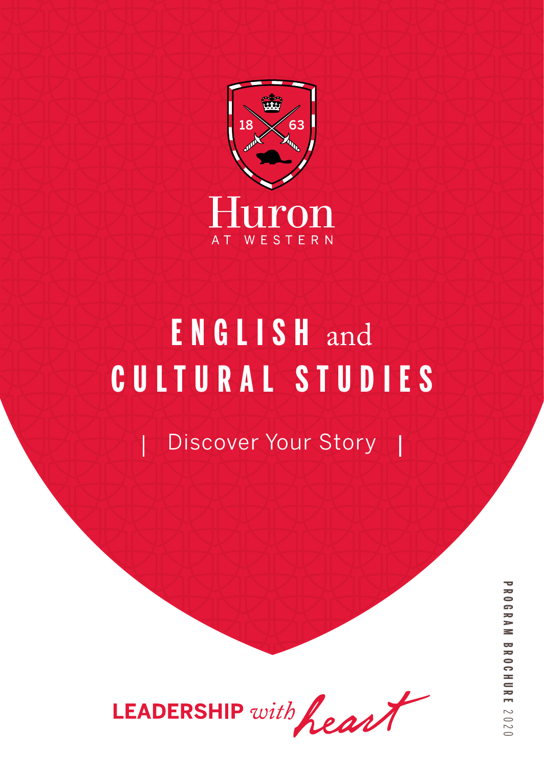18 63

Huron

AT WESTERN

# ENGLISH and CULTURAL STUDIES

| Discover Your Story |

LEADERSHIP *with heart*

PROGRAM BROCHURE 2020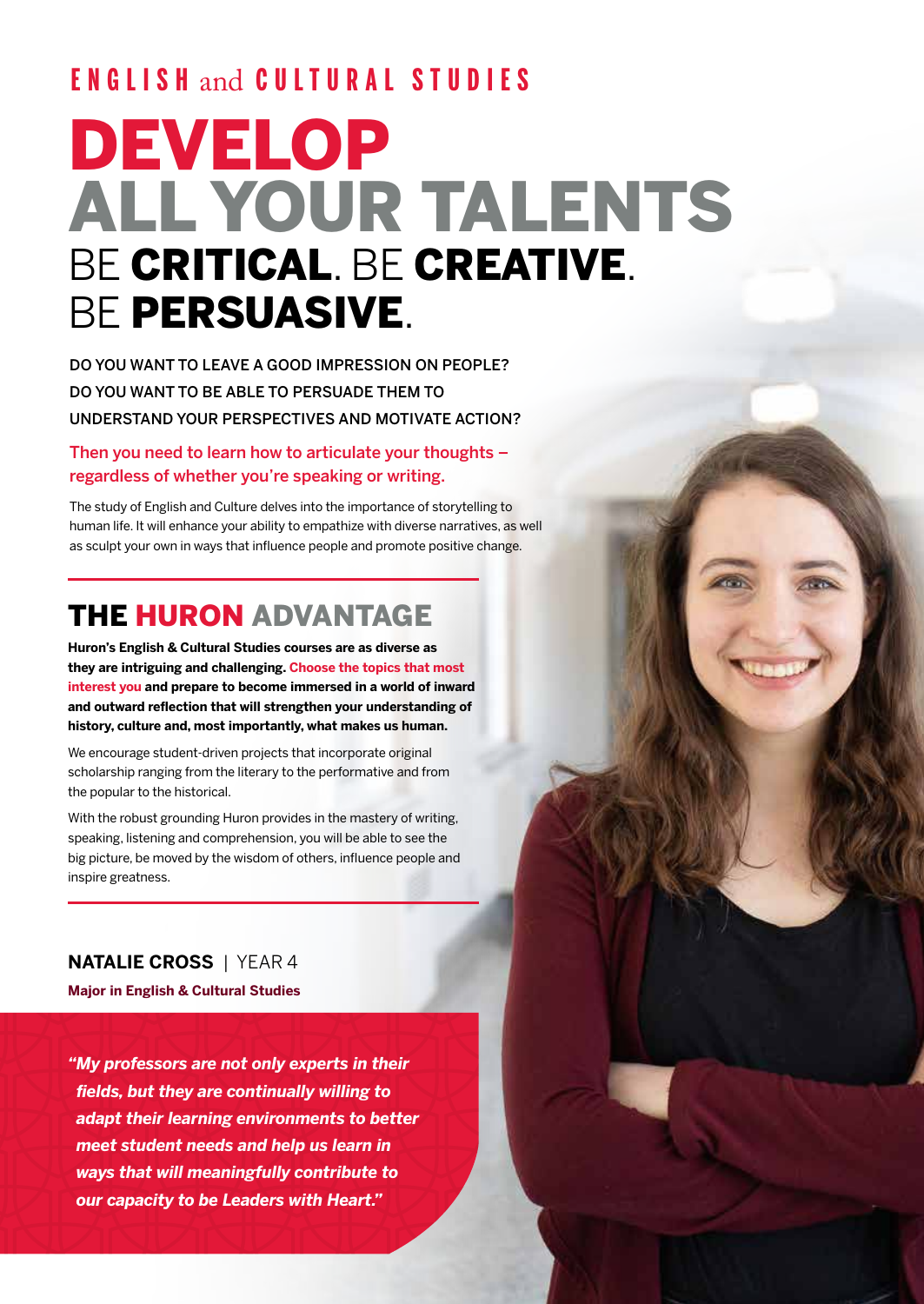ENGLISH and CULTURAL STUDIES

# DEVELOP ALL YOUR TALENTS

## BE **CRITICAL**. BE **CREATIVE**. BE **PERSUASIVE**.

DO YOU WANT TO LEAVE A GOOD IMPRESSION ON PEOPLE? DO YOU WANT TO BE ABLE TO PERSUADE THEM TO UNDERSTAND YOUR PERSPECTIVES AND MOTIVATE ACTION?

Then you need to learn how to articulate your thoughts – regardless of whether you're speaking or writing.

The study of English and Culture delves into the importance of storytelling to human life. It will enhance your ability to empathize with diverse narratives, as well as sculpt your own in ways that influence people and promote positive change.

## THE HURON ADVANTAGE

**Huron's English & Cultural Studies courses are as diverse as they are intriguing and challenging. Choose the topics that most interest you and prepare to become immersed in a world of inward and outward reflection that will strengthen your understanding of history, culture and, most importantly, what makes us human.**

We encourage student-driven projects that incorporate original scholarship ranging from the literary to the performative and from the popular to the historical.

With the robust grounding Huron provides in the mastery of writing, speaking, listening and comprehension, you will be able to see the big picture, be moved by the wisdom of others, influence people and inspire greatness.

**NATALIE CROSS** | YEAR 4

**Major in English & Cultural Studies**

***"My professors are not only experts in their fields, but they are continually willing to adapt their learning environments to better meet student needs and help us learn in ways that will meaningfully contribute to our capacity to be Leaders with Heart."***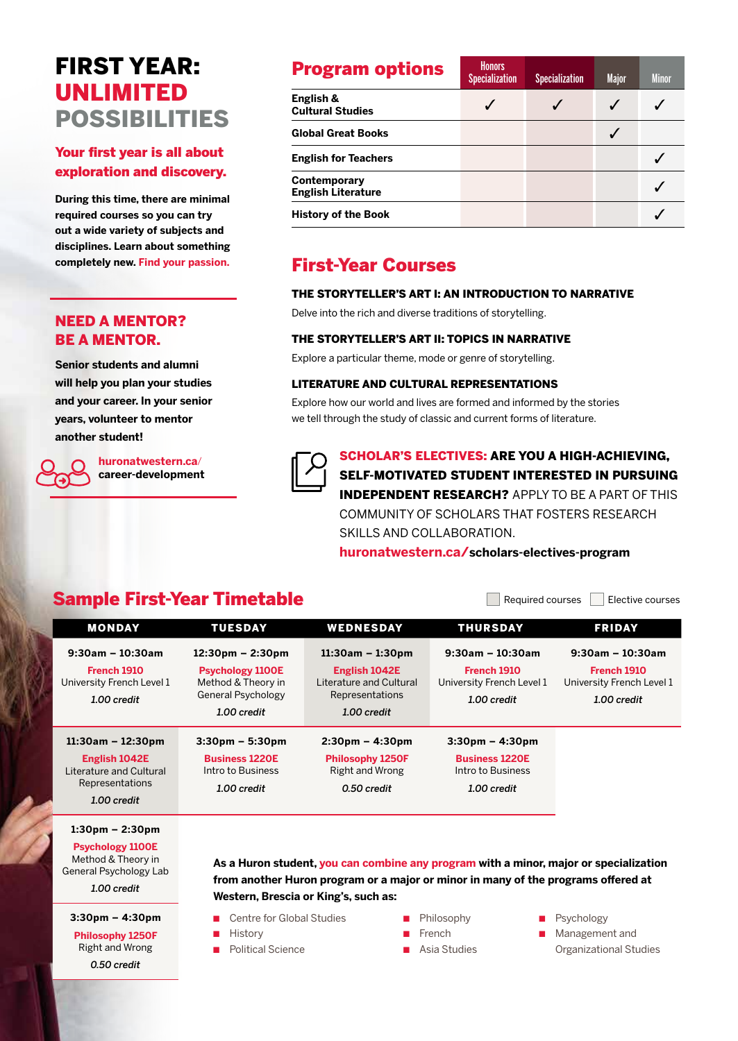# FIRST YEAR: UNLIMITED POSSIBILITIES

## Your first year is all about exploration and discovery.

**During this time, there are minimal required courses so you can try out a wide variety of subjects and disciplines. Learn about something completely new. Find your passion.**

## NEED A MENTOR? BE A MENTOR.

**Senior students and alumni will help you plan your studies and your career. In your senior years, volunteer to mentor another student!**

**huronatwestern.ca/career-development**

## Program options

| | Honors Specialization | Specialization | Major | Minor |
|---|---|---|---|---|
| **English & Cultural Studies** | ✓ | ✓ | ✓ | ✓ |
| **Global Great Books** | | | ✓ | |
| **English for Teachers** | | | | ✓ |
| **Contemporary English Literature** | | | | ✓ |
| **History of the Book** | | | | ✓ |

## First-Year Courses

### THE STORYTELLER'S ART I: AN INTRODUCTION TO NARRATIVE

Delve into the rich and diverse traditions of storytelling.

### THE STORYTELLER'S ART II: TOPICS IN NARRATIVE

Explore a particular theme, mode or genre of storytelling.

### LITERATURE AND CULTURAL REPRESENTATIONS

Explore how our world and lives are formed and informed by the stories we tell through the study of classic and current forms of literature.

**SCHOLAR'S ELECTIVES: ARE YOU A HIGH-ACHIEVING, SELF-MOTIVATED STUDENT INTERESTED IN PURSUING INDEPENDENT RESEARCH?** APPLY TO BE A PART OF THIS COMMUNITY OF SCHOLARS THAT FOSTERS RESEARCH SKILLS AND COLLABORATION.

**huronatwestern.ca/scholars-electives-program**

## Sample First-Year Timetable

Required courses | Elective courses

| MONDAY | TUESDAY | WEDNESDAY | THURSDAY | FRIDAY |
|---|---|---|---|---|
| **9:30am – 10:30am**<br>French 1910<br>University French Level 1<br>*1.00 credit* | **12:30pm – 2:30pm**<br>Psychology 1100E<br>Method & Theory in General Psychology<br>*1.00 credit* | **11:30am – 1:30pm**<br>English 1042E<br>Literature and Cultural Representations<br>*1.00 credit* | **9:30am – 10:30am**<br>French 1910<br>University French Level 1<br>*1.00 credit* | **9:30am – 10:30am**<br>French 1910<br>University French Level 1<br>*1.00 credit* |
| **11:30am – 12:30pm**<br>English 1042E<br>Literature and Cultural Representations<br>*1.00 credit* | **3:30pm – 5:30pm**<br>Business 1220E<br>Intro to Business<br>*1.00 credit* | **2:30pm – 4:30pm**<br>Philosophy 1250F<br>Right and Wrong<br>*0.50 credit* | **3:30pm – 4:30pm**<br>Business 1220E<br>Intro to Business<br>*1.00 credit* | |
| **1:30pm – 2:30pm**<br>Psychology 1100E<br>Method & Theory in General Psychology Lab<br>*1.00 credit* | | | | |
| **3:30pm – 4:30pm**<br>Philosophy 1250F<br>Right and Wrong<br>*0.50 credit* | | | | |

**As a Huron student, you can combine any program with a minor, major or specialization from another Huron program or a major or minor in many of the programs offered at Western, Brescia or King's, such as:**

- Centre for Global Studies
- History
- Political Science
- Philosophy
- French
- Asia Studies
- Psychology
- Management and Organizational Studies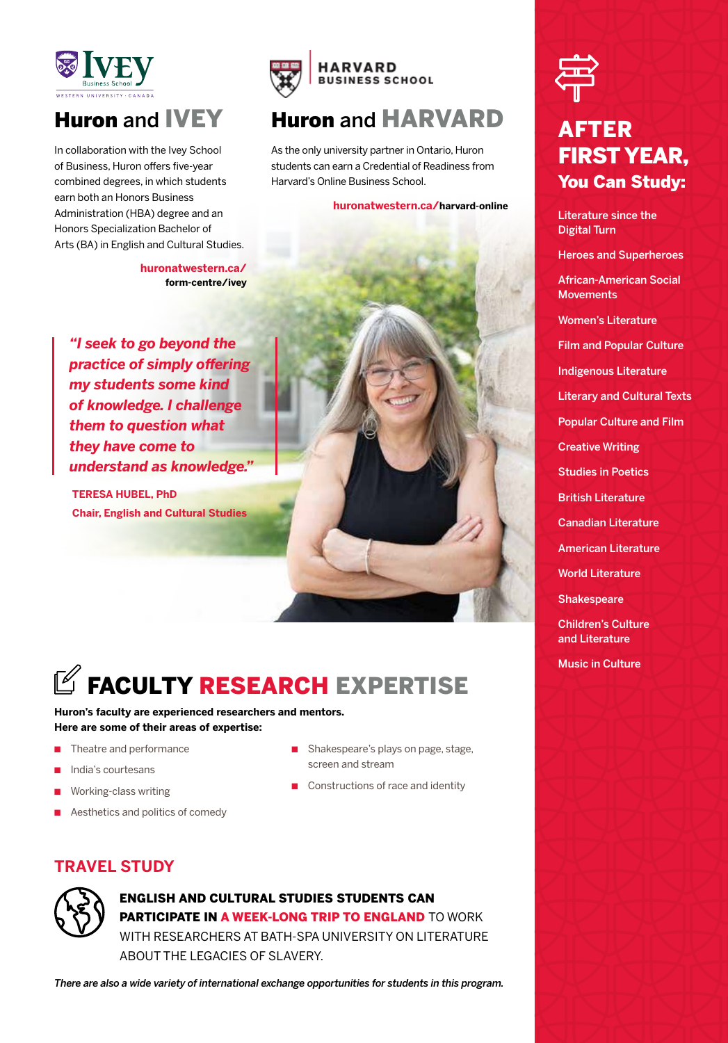## Huron and IVEY

In collaboration with the Ivey School of Business, Huron offers five-year combined degrees, in which students earn both an Honors Business Administration (HBA) degree and an Honors Specialization Bachelor of Arts (BA) in English and Cultural Studies.

**huronatwestern.ca/form-centre/ivey**

## Huron and HARVARD

As the only university partner in Ontario, Huron students can earn a Credential of Readiness from Harvard's Online Business School.

**huronatwestern.ca/harvard-online**

> ***"I seek to go beyond the practice of simply offering my students some kind of knowledge. I challenge them to question what they have come to understand as knowledge."***
>
> **TERESA HUBEL, PhD**
> **Chair, English and Cultural Studies**

## AFTER FIRST YEAR, You Can Study:

- Literature since the Digital Turn
- Heroes and Superheroes
- African-American Social Movements
- Women's Literature
- Film and Popular Culture
- Indigenous Literature
- Literary and Cultural Texts
- Popular Culture and Film
- Creative Writing
- Studies in Poetics
- British Literature
- Canadian Literature
- American Literature
- World Literature
- Shakespeare
- Children's Culture and Literature
- Music in Culture

## FACULTY RESEARCH EXPERTISE

**Huron's faculty are experienced researchers and mentors. Here are some of their areas of expertise:**

- Theatre and performance
- India's courtesans
- Working-class writing
- Aesthetics and politics of comedy
- Shakespeare's plays on page, stage, screen and stream
- Constructions of race and identity

## TRAVEL STUDY

**ENGLISH AND CULTURAL STUDIES STUDENTS CAN PARTICIPATE IN A WEEK-LONG TRIP TO ENGLAND** TO WORK WITH RESEARCHERS AT BATH-SPA UNIVERSITY ON LITERATURE ABOUT THE LEGACIES OF SLAVERY.

*There are also a wide variety of international exchange opportunities for students in this program.*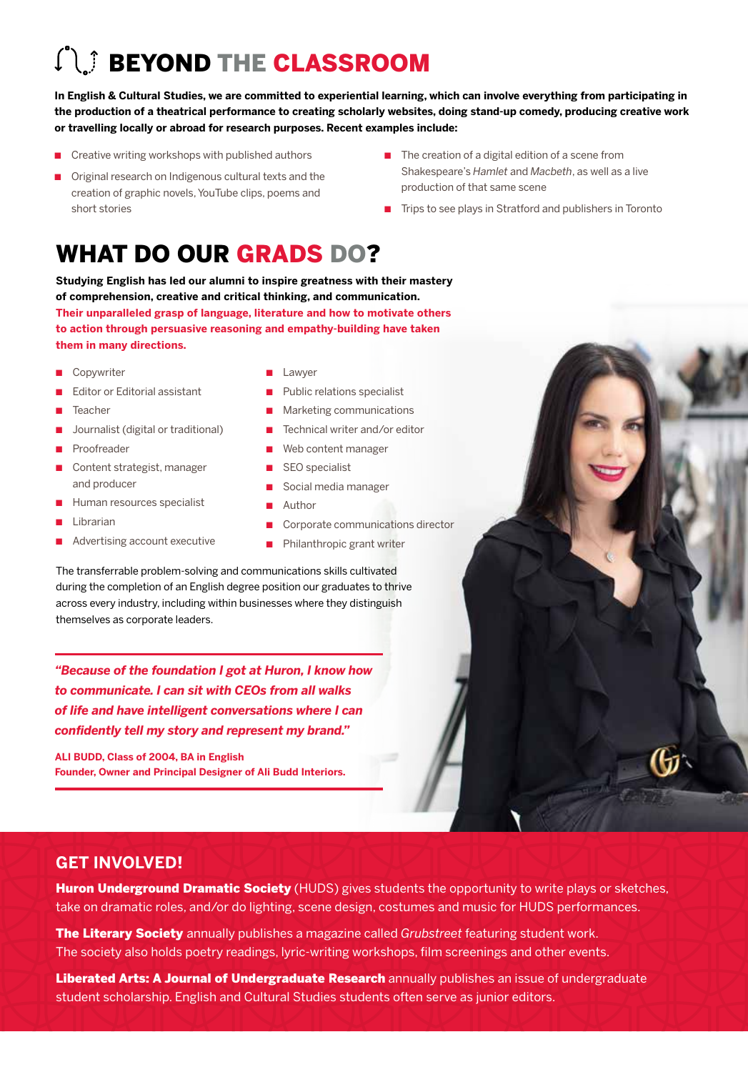# BEYOND THE CLASSROOM

**In English & Cultural Studies, we are committed to experiential learning, which can involve everything from participating in the production of a theatrical performance to creating scholarly websites, doing stand-up comedy, producing creative work or travelling locally or abroad for research purposes. Recent examples include:**

- Creative writing workshops with published authors
- Original research on Indigenous cultural texts and the creation of graphic novels, YouTube clips, poems and short stories
- The creation of a digital edition of a scene from Shakespeare's *Hamlet* and *Macbeth*, as well as a live production of that same scene
- Trips to see plays in Stratford and publishers in Toronto

# WHAT DO OUR GRADS DO?

**Studying English has led our alumni to inspire greatness with their mastery of comprehension, creative and critical thinking, and communication. Their unparalleled grasp of language, literature and how to motivate others to action through persuasive reasoning and empathy-building have taken them in many directions.**

- Copywriter
- Editor or Editorial assistant
- Teacher
- Journalist (digital or traditional)
- Proofreader
- Content strategist, manager and producer
- Human resources specialist
- Librarian
- Advertising account executive
- Lawyer
- Public relations specialist
- Marketing communications
- Technical writer and/or editor
- Web content manager
- SEO specialist
- Social media manager
- Author
- Corporate communications director
- Philanthropic grant writer

The transferrable problem-solving and communications skills cultivated during the completion of an English degree position our graduates to thrive across every industry, including within businesses where they distinguish themselves as corporate leaders.

***"Because of the foundation I got at Huron, I know how to communicate. I can sit with CEOs from all walks of life and have intelligent conversations where I can confidently tell my story and represent my brand."***

**ALI BUDD, Class of 2004, BA in English**
**Founder, Owner and Principal Designer of Ali Budd Interiors.**

## GET INVOLVED!

**Huron Underground Dramatic Society** (HUDS) gives students the opportunity to write plays or sketches, take on dramatic roles, and/or do lighting, scene design, costumes and music for HUDS performances.

**The Literary Society** annually publishes a magazine called *Grubstreet* featuring student work. The society also holds poetry readings, lyric-writing workshops, film screenings and other events.

**Liberated Arts: A Journal of Undergraduate Research** annually publishes an issue of undergraduate student scholarship. English and Cultural Studies students often serve as junior editors.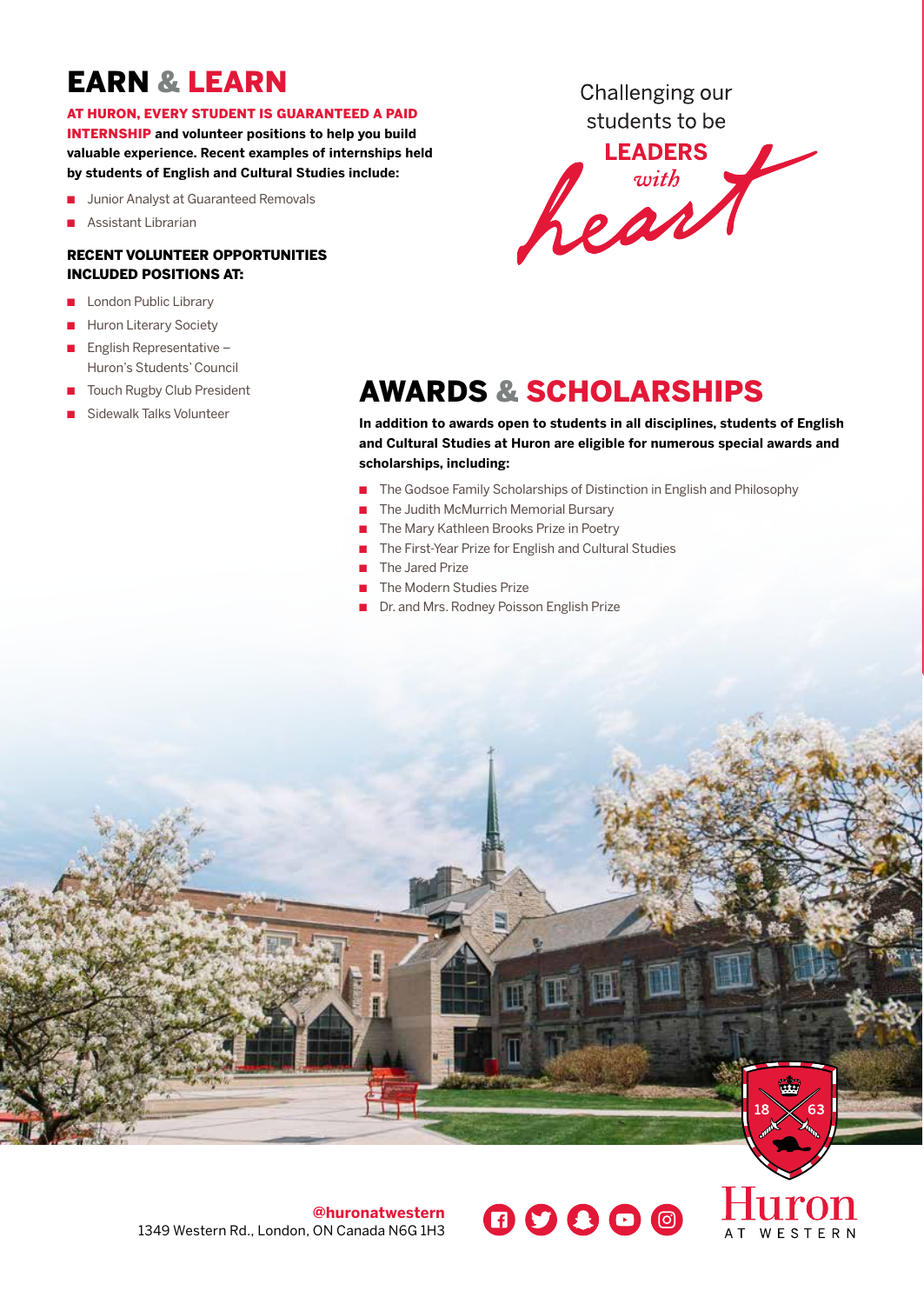## EARN & LEARN

**AT HURON, EVERY STUDENT IS GUARANTEED A PAID INTERNSHIP and volunteer positions to help you build valuable experience. Recent examples of internships held by students of English and Cultural Studies include:**

- Junior Analyst at Guaranteed Removals
- Assistant Librarian

### RECENT VOLUNTEER OPPORTUNITIES INCLUDED POSITIONS AT:

- London Public Library
- Huron Literary Society
- English Representative – Huron's Students' Council
- Touch Rugby Club President
- Sidewalk Talks Volunteer

Challenging our students to be **LEADERS** *with* heart

## AWARDS & SCHOLARSHIPS

**In addition to awards open to students in all disciplines, students of English and Cultural Studies at Huron are eligible for numerous special awards and scholarships, including:**

- The Godsoe Family Scholarships of Distinction in English and Philosophy
- The Judith McMurrich Memorial Bursary
- The Mary Kathleen Brooks Prize in Poetry
- The First-Year Prize for English and Cultural Studies
- The Jared Prize
- The Modern Studies Prize
- Dr. and Mrs. Rodney Poisson English Prize

**@huronatwestern**
1349 Western Rd., London, ON Canada N6G 1H3

Huron AT WESTERN